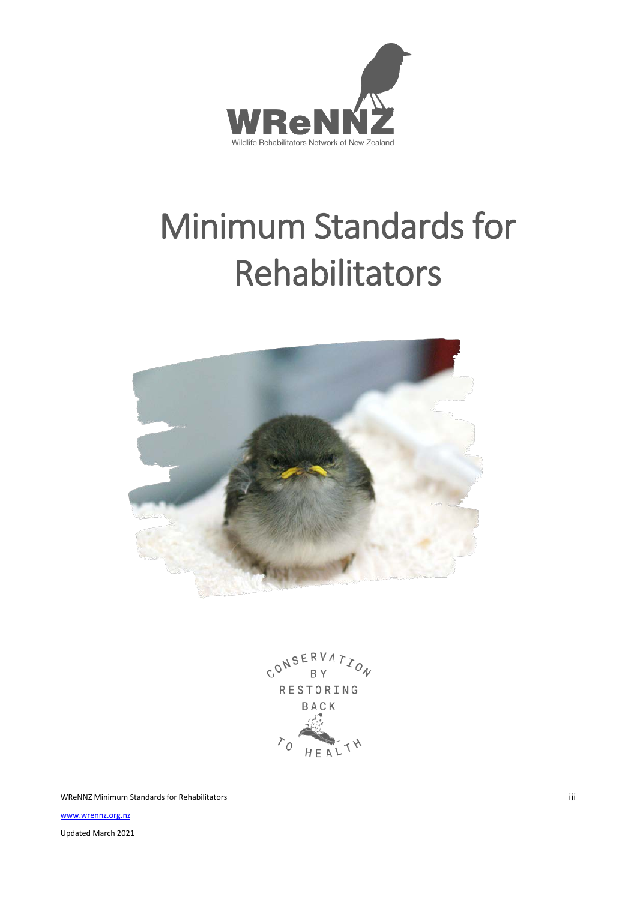WReNNZ

Wildlife Rehabilitators Network of New Zealand

# Minimum Standards for Rehabilitators

CONSERVATION BY RESTORING BACK TO HEALTH

www.wrennz.org.nz

Updated March 2021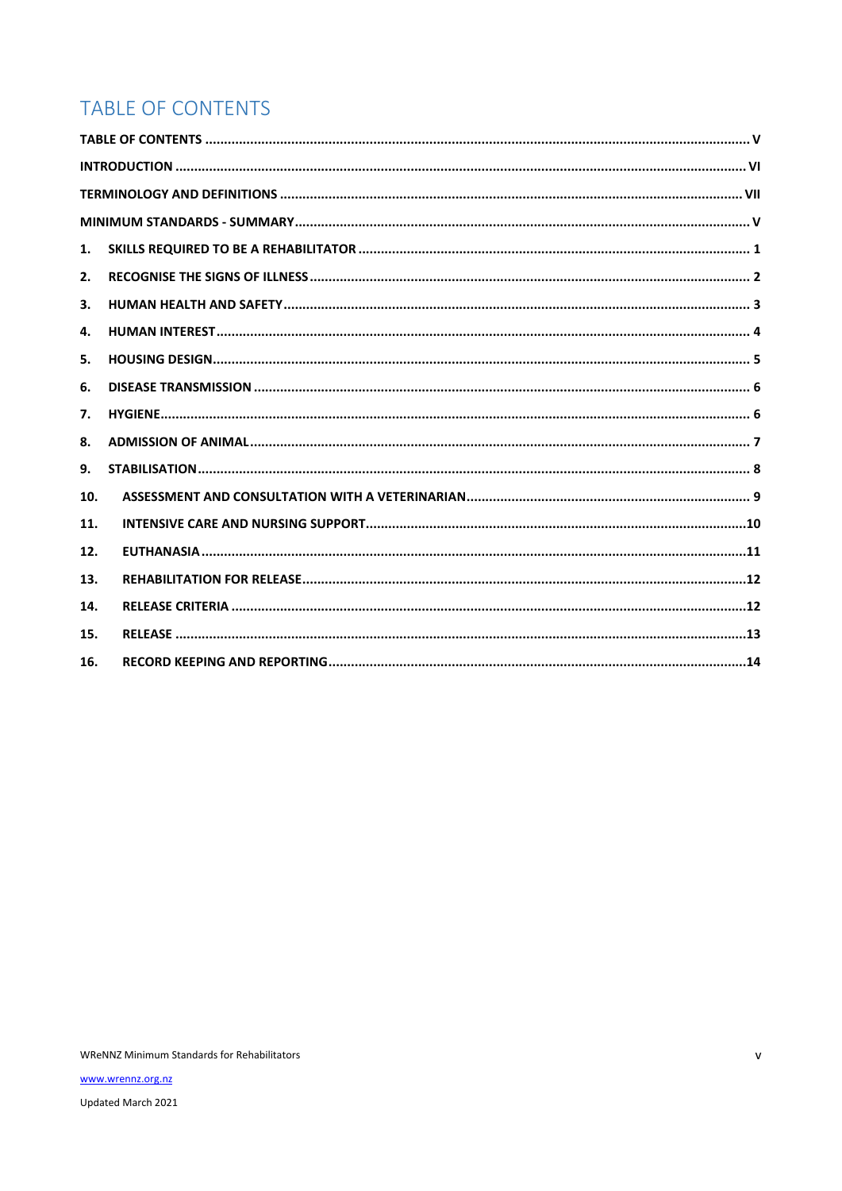# TABLE OF CONTENTS

TABLE OF CONTENTS ..... V

INTRODUCTION ..... VI

TERMINOLOGY AND DEFINITIONS ..... VII

MINIMUM STANDARDS - SUMMARY ..... V

1. SKILLS REQUIRED TO BE A REHABILITATOR ..... 1
2. RECOGNISE THE SIGNS OF ILLNESS ..... 2
3. HUMAN HEALTH AND SAFETY ..... 3
4. HUMAN INTEREST ..... 4
5. HOUSING DESIGN ..... 5
6. DISEASE TRANSMISSION ..... 6
7. HYGIENE ..... 6
8. ADMISSION OF ANIMAL ..... 7
9. STABILISATION ..... 8
10. ASSESSMENT AND CONSULTATION WITH A VETERINARIAN ..... 9
11. INTENSIVE CARE AND NURSING SUPPORT ..... 10
12. EUTHANASIA ..... 11
13. REHABILITATION FOR RELEASE ..... 12
14. RELEASE CRITERIA ..... 12
15. RELEASE ..... 13
16. RECORD KEEPING AND REPORTING ..... 14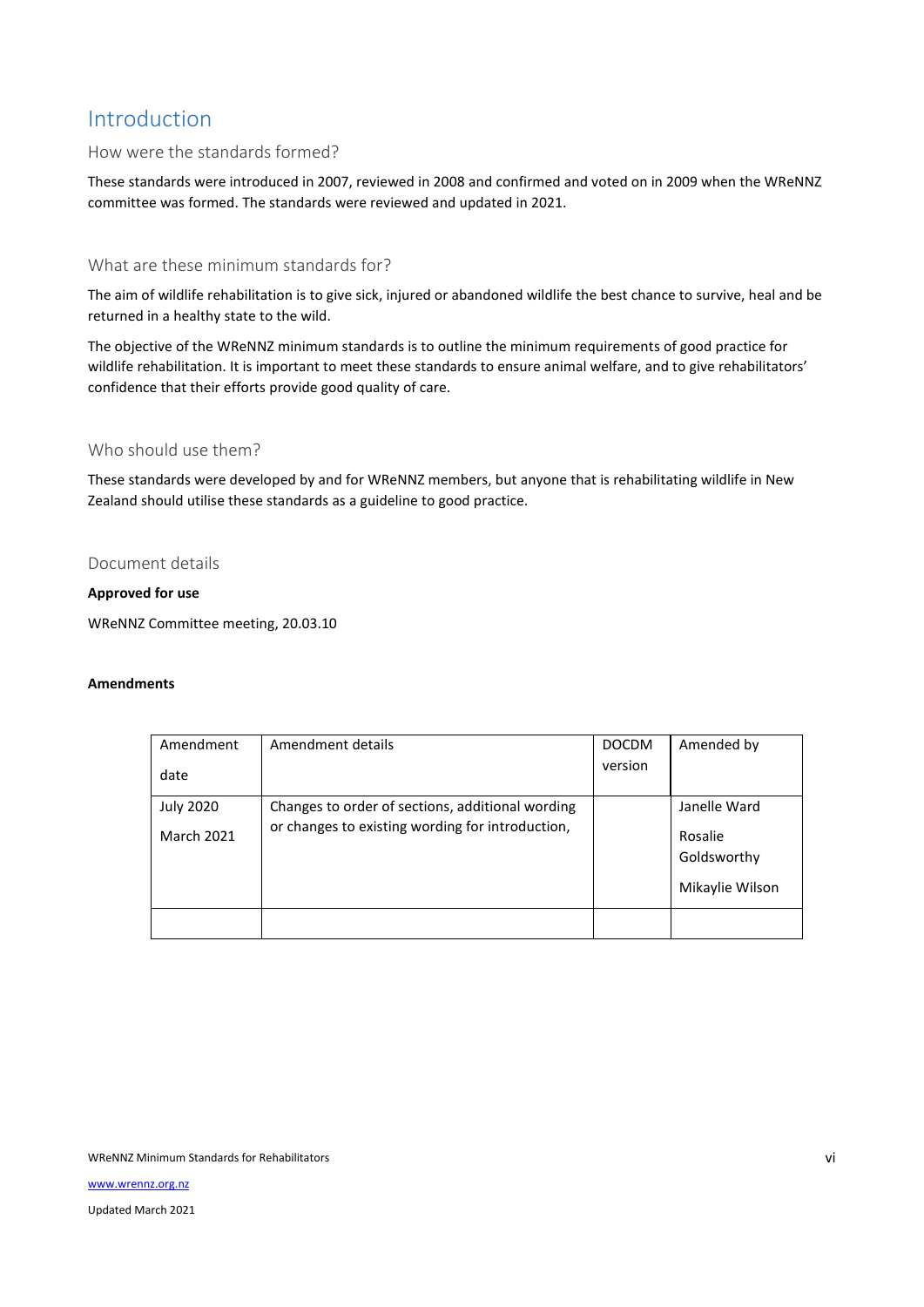# Introduction

## How were the standards formed?

These standards were introduced in 2007, reviewed in 2008 and confirmed and voted on in 2009 when the WReNNZ committee was formed. The standards were reviewed and updated in 2021.

## What are these minimum standards for?

The aim of wildlife rehabilitation is to give sick, injured or abandoned wildlife the best chance to survive, heal and be returned in a healthy state to the wild.

The objective of the WReNNZ minimum standards is to outline the minimum requirements of good practice for wildlife rehabilitation. It is important to meet these standards to ensure animal welfare, and to give rehabilitators' confidence that their efforts provide good quality of care.

## Who should use them?

These standards were developed by and for WReNNZ members, but anyone that is rehabilitating wildlife in New Zealand should utilise these standards as a guideline to good practice.

## Document details

**Approved for use**

WReNNZ Committee meeting, 20.03.10

**Amendments**

| Amendment date | Amendment details | DOCDM version | Amended by |
|---|---|---|---|
| July 2020<br>March 2021 | Changes to order of sections, additional wording or changes to existing wording for introduction, | | Janelle Ward<br>Rosalie Goldsworthy<br>Mikaylie Wilson |
| | | | |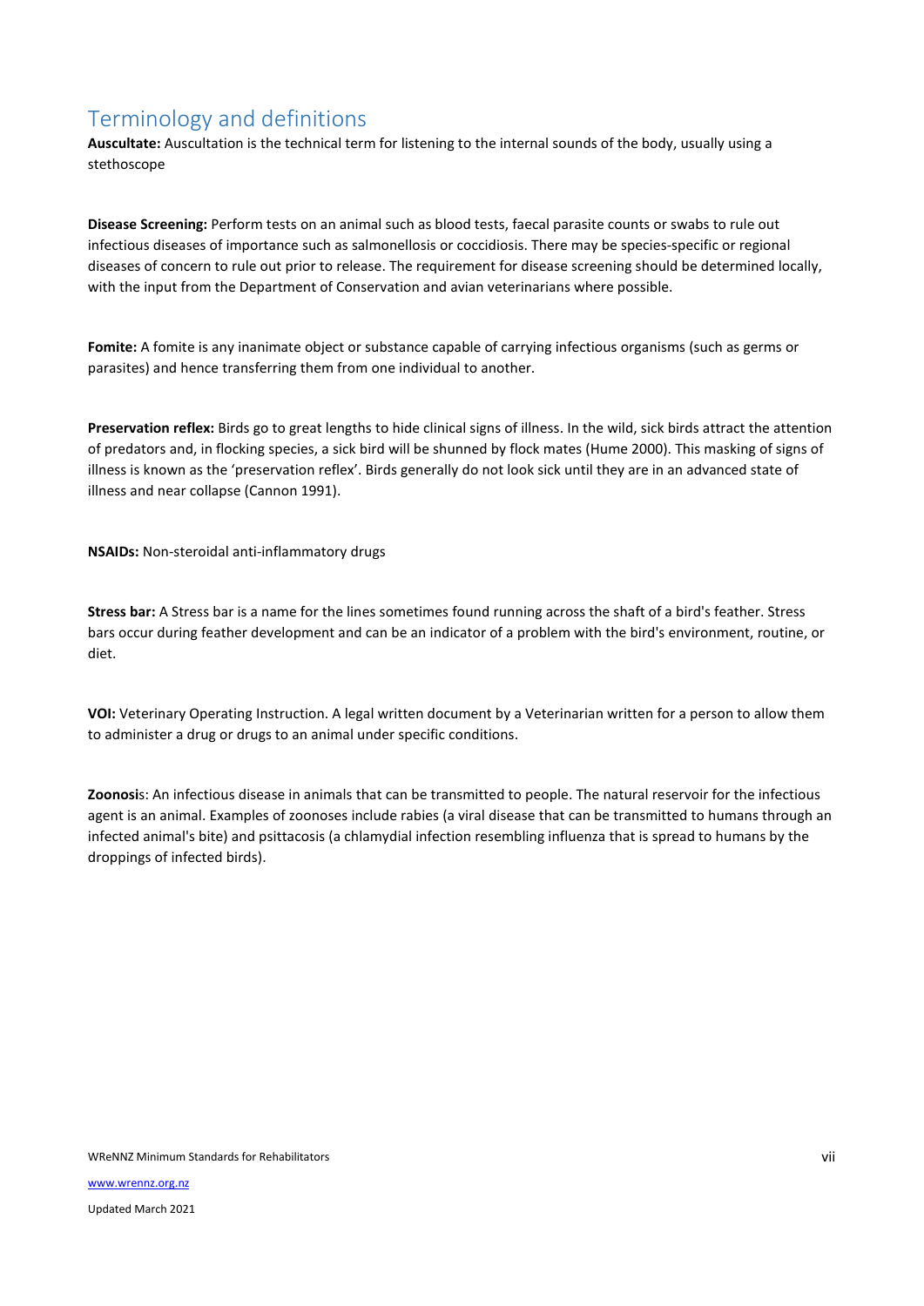# Terminology and definitions

**Auscultate:** Auscultation is the technical term for listening to the internal sounds of the body, usually using a stethoscope

**Disease Screening:** Perform tests on an animal such as blood tests, faecal parasite counts or swabs to rule out infectious diseases of importance such as salmonellosis or coccidiosis. There may be species-specific or regional diseases of concern to rule out prior to release. The requirement for disease screening should be determined locally, with the input from the Department of Conservation and avian veterinarians where possible.

**Fomite:** A fomite is any inanimate object or substance capable of carrying infectious organisms (such as germs or parasites) and hence transferring them from one individual to another.

**Preservation reflex:** Birds go to great lengths to hide clinical signs of illness. In the wild, sick birds attract the attention of predators and, in flocking species, a sick bird will be shunned by flock mates (Hume 2000). This masking of signs of illness is known as the 'preservation reflex'. Birds generally do not look sick until they are in an advanced state of illness and near collapse (Cannon 1991).

**NSAIDs:** Non-steroidal anti-inflammatory drugs

**Stress bar:** A Stress bar is a name for the lines sometimes found running across the shaft of a bird's feather. Stress bars occur during feather development and can be an indicator of a problem with the bird's environment, routine, or diet.

**VOI:** Veterinary Operating Instruction. A legal written document by a Veterinarian written for a person to allow them to administer a drug or drugs to an animal under specific conditions.

**Zoonosis**: An infectious disease in animals that can be transmitted to people. The natural reservoir for the infectious agent is an animal. Examples of zoonoses include rabies (a viral disease that can be transmitted to humans through an infected animal's bite) and psittacosis (a chlamydial infection resembling influenza that is spread to humans by the droppings of infected birds).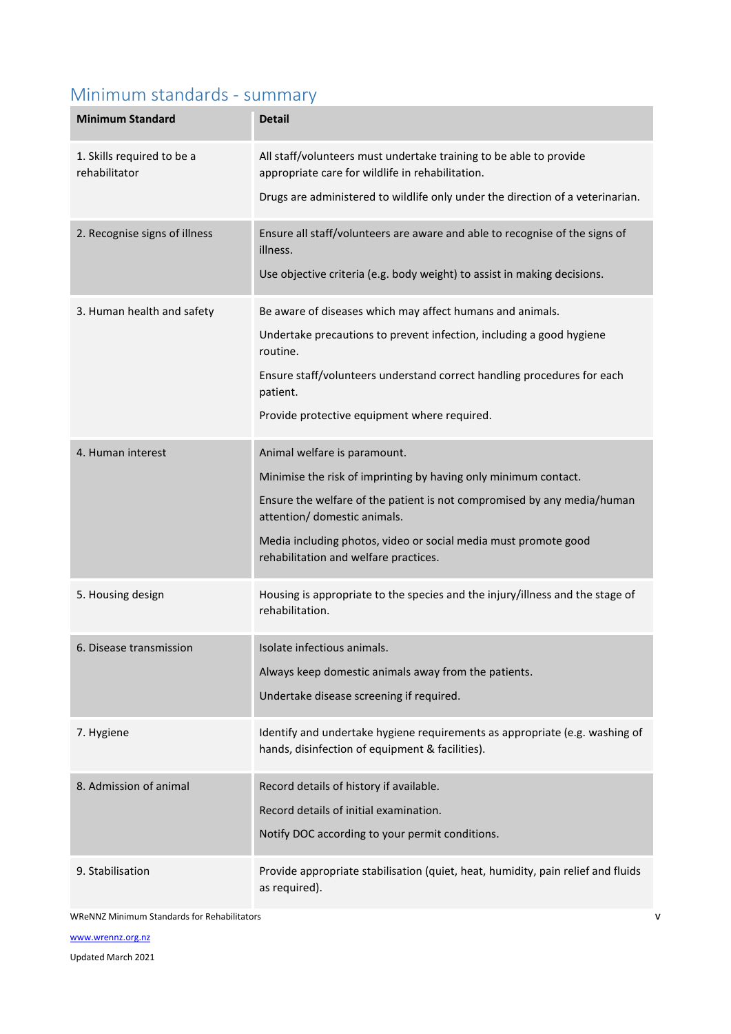## Minimum standards - summary

| Minimum Standard | Detail |
|---|---|
| 1. Skills required to be a rehabilitator | All staff/volunteers must undertake training to be able to provide appropriate care for wildlife in rehabilitation.<br><br>Drugs are administered to wildlife only under the direction of a veterinarian. |
| 2. Recognise signs of illness | Ensure all staff/volunteers are aware and able to recognise of the signs of illness.<br><br>Use objective criteria (e.g. body weight) to assist in making decisions. |
| 3. Human health and safety | Be aware of diseases which may affect humans and animals.<br><br>Undertake precautions to prevent infection, including a good hygiene routine.<br><br>Ensure staff/volunteers understand correct handling procedures for each patient.<br><br>Provide protective equipment where required. |
| 4. Human interest | Animal welfare is paramount.<br><br>Minimise the risk of imprinting by having only minimum contact.<br><br>Ensure the welfare of the patient is not compromised by any media/human attention/ domestic animals.<br><br>Media including photos, video or social media must promote good rehabilitation and welfare practices. |
| 5. Housing design | Housing is appropriate to the species and the injury/illness and the stage of rehabilitation. |
| 6. Disease transmission | Isolate infectious animals.<br><br>Always keep domestic animals away from the patients.<br><br>Undertake disease screening if required. |
| 7. Hygiene | Identify and undertake hygiene requirements as appropriate (e.g. washing of hands, disinfection of equipment & facilities). |
| 8. Admission of animal | Record details of history if available.<br><br>Record details of initial examination.<br><br>Notify DOC according to your permit conditions. |
| 9. Stabilisation | Provide appropriate stabilisation (quiet, heat, humidity, pain relief and fluids as required). |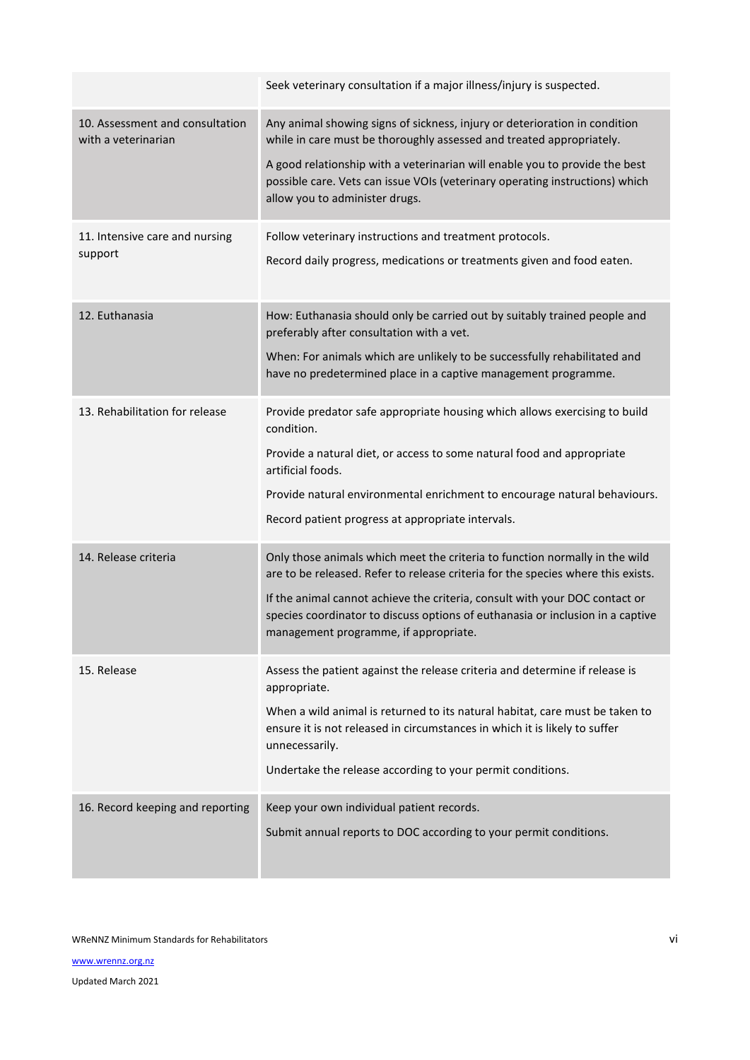|  |  |
|---|---|
|  | Seek veterinary consultation if a major illness/injury is suspected. |
| 10. Assessment and consultation with a veterinarian | Any animal showing signs of sickness, injury or deterioration in condition while in care must be thoroughly assessed and treated appropriately.<br><br>A good relationship with a veterinarian will enable you to provide the best possible care. Vets can issue VOIs (veterinary operating instructions) which allow you to administer drugs. |
| 11. Intensive care and nursing support | Follow veterinary instructions and treatment protocols.<br><br>Record daily progress, medications or treatments given and food eaten. |
| 12. Euthanasia | How: Euthanasia should only be carried out by suitably trained people and preferably after consultation with a vet.<br><br>When: For animals which are unlikely to be successfully rehabilitated and have no predetermined place in a captive management programme. |
| 13. Rehabilitation for release | Provide predator safe appropriate housing which allows exercising to build condition.<br><br>Provide a natural diet, or access to some natural food and appropriate artificial foods.<br><br>Provide natural environmental enrichment to encourage natural behaviours.<br><br>Record patient progress at appropriate intervals. |
| 14. Release criteria | Only those animals which meet the criteria to function normally in the wild are to be released. Refer to release criteria for the species where this exists.<br><br>If the animal cannot achieve the criteria, consult with your DOC contact or species coordinator to discuss options of euthanasia or inclusion in a captive management programme, if appropriate. |
| 15. Release | Assess the patient against the release criteria and determine if release is appropriate.<br><br>When a wild animal is returned to its natural habitat, care must be taken to ensure it is not released in circumstances in which it is likely to suffer unnecessarily.<br><br>Undertake the release according to your permit conditions. |
| 16. Record keeping and reporting | Keep your own individual patient records.<br><br>Submit annual reports to DOC according to your permit conditions. |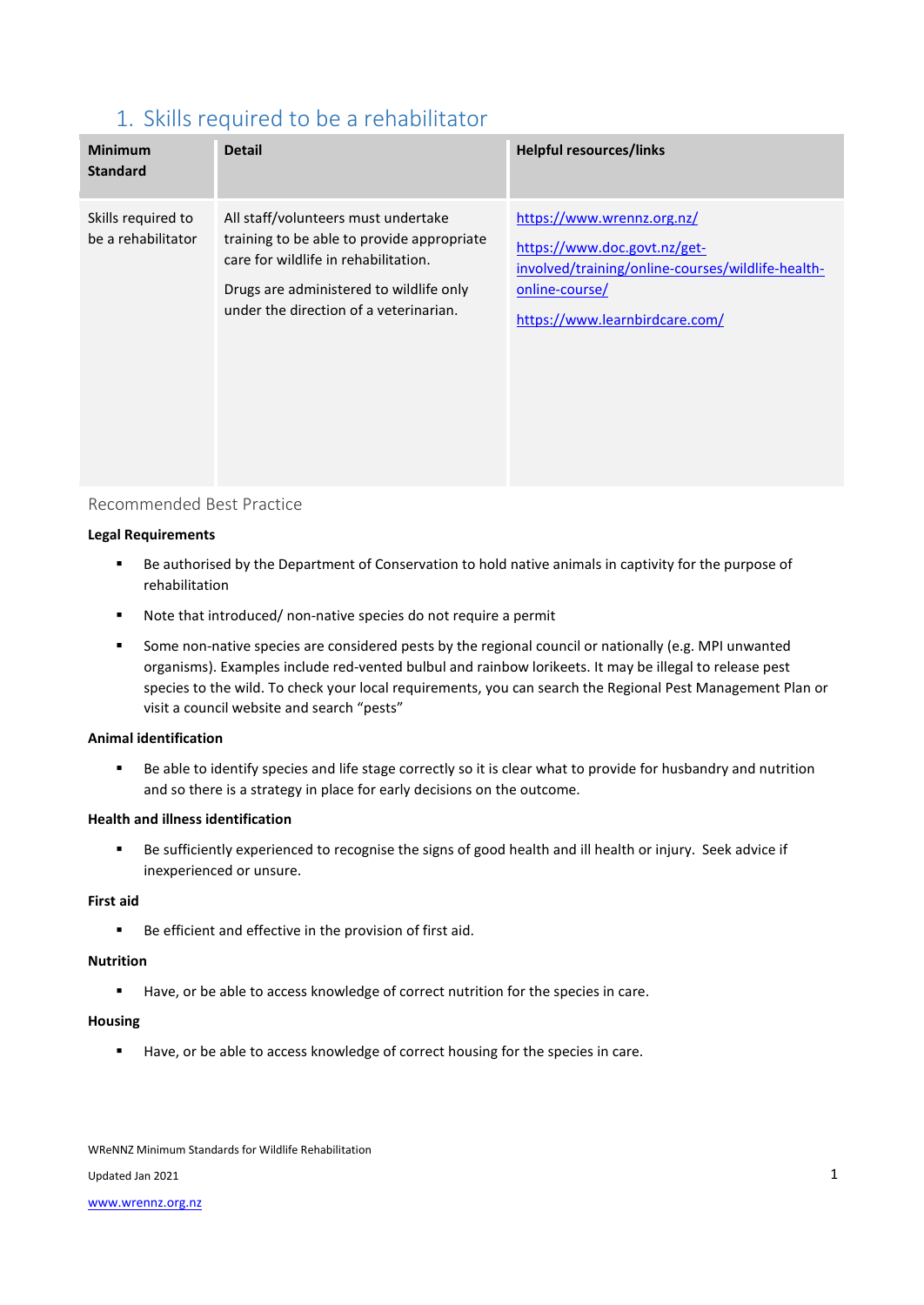## 1. Skills required to be a rehabilitator

| Minimum Standard | Detail | Helpful resources/links |
|---|---|---|
| Skills required to be a rehabilitator | All staff/volunteers must undertake training to be able to provide appropriate care for wildlife in rehabilitation.<br><br>Drugs are administered to wildlife only under the direction of a veterinarian. | https://www.wrennz.org.nz/<br><br>https://www.doc.govt.nz/get-involved/training/online-courses/wildlife-health-online-course/<br><br>https://www.learnbirdcare.com/ |

### Recommended Best Practice

**Legal Requirements**

- Be authorised by the Department of Conservation to hold native animals in captivity for the purpose of rehabilitation
- Note that introduced/ non-native species do not require a permit
- Some non-native species are considered pests by the regional council or nationally (e.g. MPI unwanted organisms). Examples include red-vented bulbul and rainbow lorikeets. It may be illegal to release pest species to the wild. To check your local requirements, you can search the Regional Pest Management Plan or visit a council website and search "pests"

**Animal identification**

- Be able to identify species and life stage correctly so it is clear what to provide for husbandry and nutrition and so there is a strategy in place for early decisions on the outcome.

**Health and illness identification**

- Be sufficiently experienced to recognise the signs of good health and ill health or injury. Seek advice if inexperienced or unsure.

**First aid**

- Be efficient and effective in the provision of first aid.

**Nutrition**

- Have, or be able to access knowledge of correct nutrition for the species in care.

**Housing**

- Have, or be able to access knowledge of correct housing for the species in care.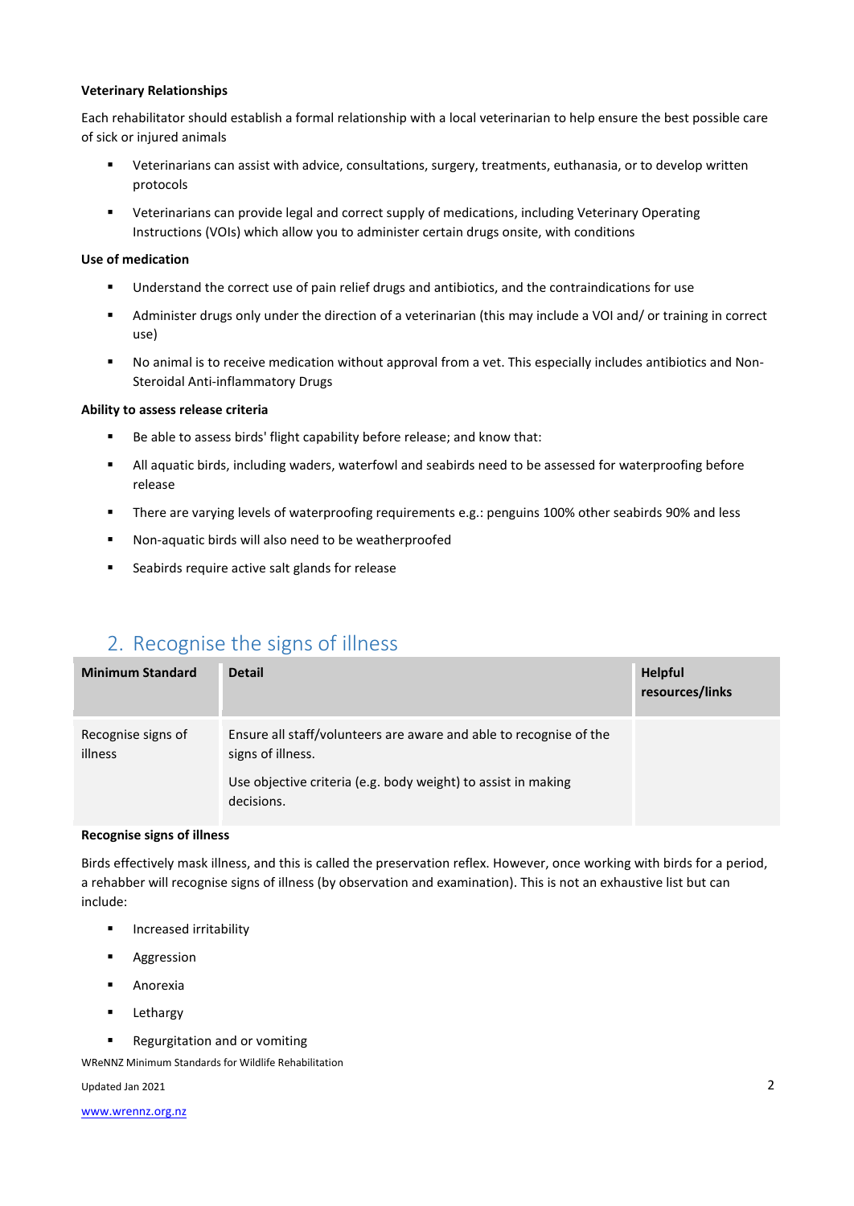**Veterinary Relationships**

Each rehabilitator should establish a formal relationship with a local veterinarian to help ensure the best possible care of sick or injured animals

- Veterinarians can assist with advice, consultations, surgery, treatments, euthanasia, or to develop written protocols
- Veterinarians can provide legal and correct supply of medications, including Veterinary Operating Instructions (VOIs) which allow you to administer certain drugs onsite, with conditions

**Use of medication**

- Understand the correct use of pain relief drugs and antibiotics, and the contraindications for use
- Administer drugs only under the direction of a veterinarian (this may include a VOI and/ or training in correct use)
- No animal is to receive medication without approval from a vet. This especially includes antibiotics and Non-Steroidal Anti-inflammatory Drugs

**Ability to assess release criteria**

- Be able to assess birds' flight capability before release; and know that:
- All aquatic birds, including waders, waterfowl and seabirds need to be assessed for waterproofing before release
- There are varying levels of waterproofing requirements e.g.: penguins 100% other seabirds 90% and less
- Non-aquatic birds will also need to be weatherproofed
- Seabirds require active salt glands for release

## 2. Recognise the signs of illness

| Minimum Standard | Detail | Helpful resources/links |
|---|---|---|
| Recognise signs of illness | Ensure all staff/volunteers are aware and able to recognise of the signs of illness.<br><br>Use objective criteria (e.g. body weight) to assist in making decisions. | |

**Recognise signs of illness**

Birds effectively mask illness, and this is called the preservation reflex. However, once working with birds for a period, a rehabber will recognise signs of illness (by observation and examination). This is not an exhaustive list but can include:

- Increased irritability
- Aggression
- Anorexia
- Lethargy
- Regurgitation and or vomiting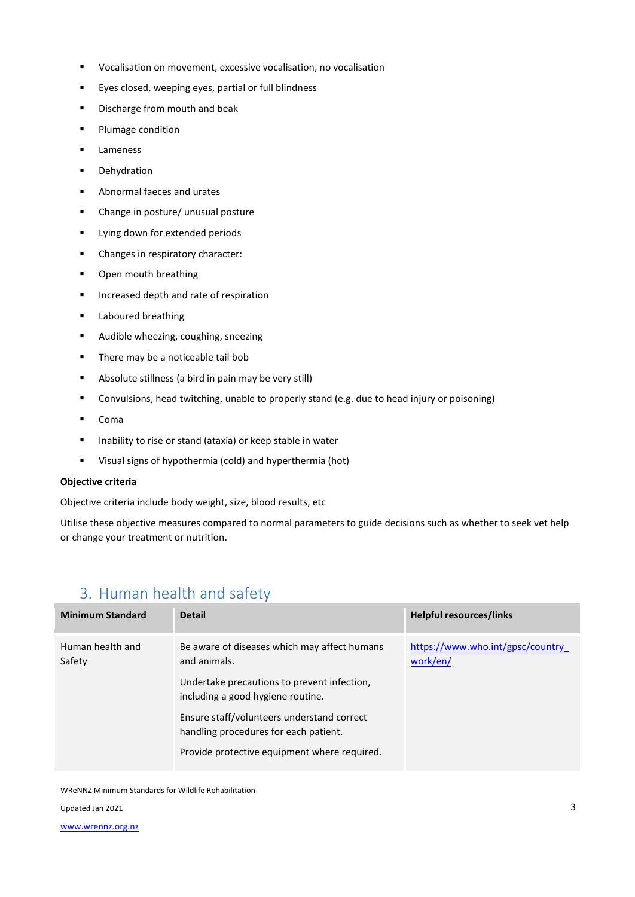- Vocalisation on movement, excessive vocalisation, no vocalisation
- Eyes closed, weeping eyes, partial or full blindness
- Discharge from mouth and beak
- Plumage condition
- Lameness
- Dehydration
- Abnormal faeces and urates
- Change in posture/ unusual posture
- Lying down for extended periods
- Changes in respiratory character:
- Open mouth breathing
- Increased depth and rate of respiration
- Laboured breathing
- Audible wheezing, coughing, sneezing
- There may be a noticeable tail bob
- Absolute stillness (a bird in pain may be very still)
- Convulsions, head twitching, unable to properly stand (e.g. due to head injury or poisoning)
- Coma
- Inability to rise or stand (ataxia) or keep stable in water
- Visual signs of hypothermia (cold) and hyperthermia (hot)

**Objective criteria**

Objective criteria include body weight, size, blood results, etc

Utilise these objective measures compared to normal parameters to guide decisions such as whether to seek vet help or change your treatment or nutrition.

## 3. Human health and safety

| Minimum Standard | Detail | Helpful resources/links |
|---|---|---|
| Human health and Safety | Be aware of diseases which may affect humans and animals.<br><br>Undertake precautions to prevent infection, including a good hygiene routine.<br><br>Ensure staff/volunteers understand correct handling procedures for each patient.<br><br>Provide protective equipment where required. | https://www.who.int/gpsc/country_work/en/ |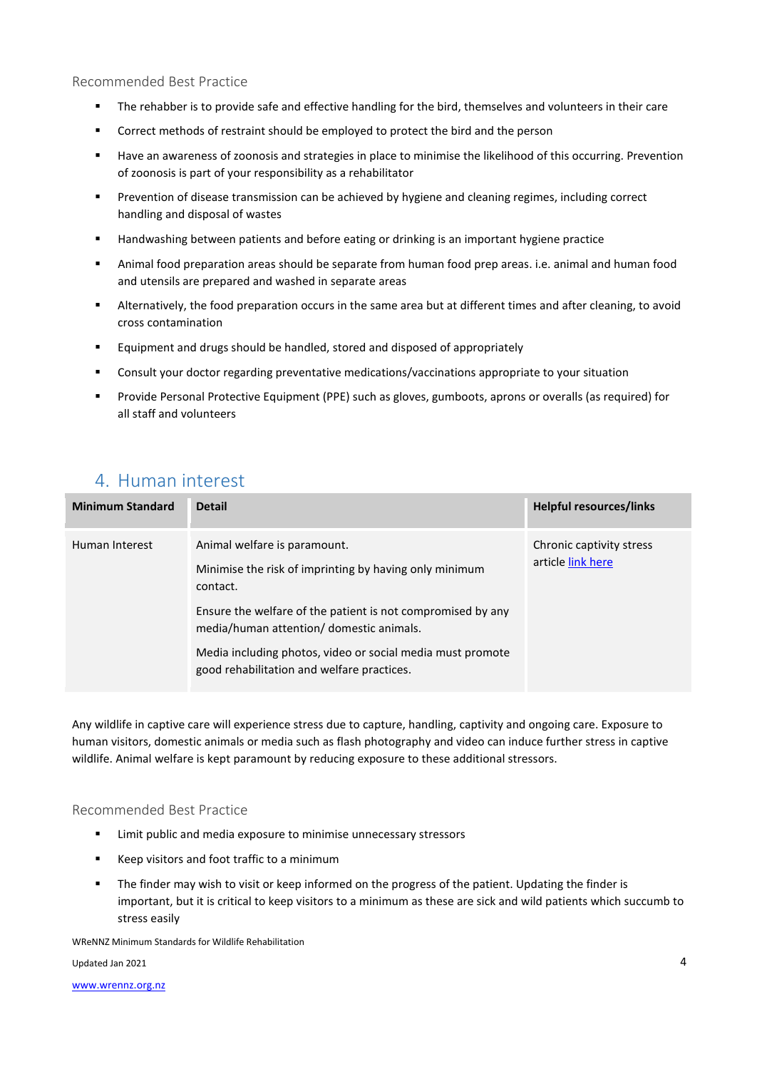### Recommended Best Practice

- The rehabber is to provide safe and effective handling for the bird, themselves and volunteers in their care
- Correct methods of restraint should be employed to protect the bird and the person
- Have an awareness of zoonosis and strategies in place to minimise the likelihood of this occurring. Prevention of zoonosis is part of your responsibility as a rehabilitator
- Prevention of disease transmission can be achieved by hygiene and cleaning regimes, including correct handling and disposal of wastes
- Handwashing between patients and before eating or drinking is an important hygiene practice
- Animal food preparation areas should be separate from human food prep areas. i.e. animal and human food and utensils are prepared and washed in separate areas
- Alternatively, the food preparation occurs in the same area but at different times and after cleaning, to avoid cross contamination
- Equipment and drugs should be handled, stored and disposed of appropriately
- Consult your doctor regarding preventative medications/vaccinations appropriate to your situation
- Provide Personal Protective Equipment (PPE) such as gloves, gumboots, aprons or overalls (as required) for all staff and volunteers

## 4. Human interest

| Minimum Standard | Detail | Helpful resources/links |
|---|---|---|
| Human Interest | Animal welfare is paramount.<br><br>Minimise the risk of imprinting by having only minimum contact.<br><br>Ensure the welfare of the patient is not compromised by any media/human attention/ domestic animals.<br><br>Media including photos, video or social media must promote good rehabilitation and welfare practices. | Chronic captivity stress article link here |

Any wildlife in captive care will experience stress due to capture, handling, captivity and ongoing care. Exposure to human visitors, domestic animals or media such as flash photography and video can induce further stress in captive wildlife. Animal welfare is kept paramount by reducing exposure to these additional stressors.

### Recommended Best Practice

- Limit public and media exposure to minimise unnecessary stressors
- Keep visitors and foot traffic to a minimum
- The finder may wish to visit or keep informed on the progress of the patient. Updating the finder is important, but it is critical to keep visitors to a minimum as these are sick and wild patients which succumb to stress easily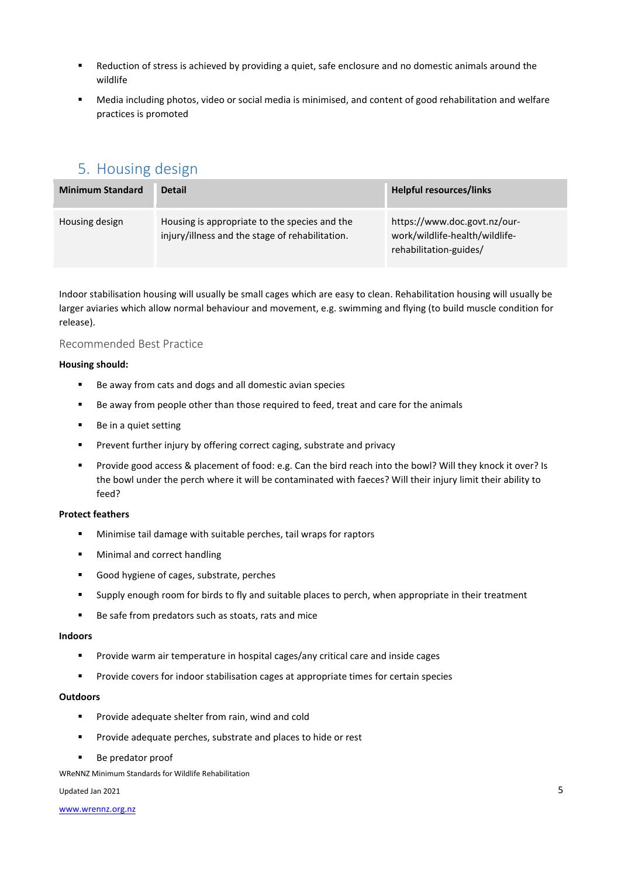- Reduction of stress is achieved by providing a quiet, safe enclosure and no domestic animals around the wildlife
- Media including photos, video or social media is minimised, and content of good rehabilitation and welfare practices is promoted

## 5. Housing design

| Minimum Standard | Detail | Helpful resources/links |
|---|---|---|
| Housing design | Housing is appropriate to the species and the injury/illness and the stage of rehabilitation. | https://www.doc.govt.nz/our-work/wildlife-health/wildlife-rehabilitation-guides/ |

Indoor stabilisation housing will usually be small cages which are easy to clean. Rehabilitation housing will usually be larger aviaries which allow normal behaviour and movement, e.g. swimming and flying (to build muscle condition for release).

### Recommended Best Practice

**Housing should:**

- Be away from cats and dogs and all domestic avian species
- Be away from people other than those required to feed, treat and care for the animals
- Be in a quiet setting
- Prevent further injury by offering correct caging, substrate and privacy
- Provide good access & placement of food: e.g. Can the bird reach into the bowl? Will they knock it over? Is the bowl under the perch where it will be contaminated with faeces? Will their injury limit their ability to feed?

**Protect feathers**

- Minimise tail damage with suitable perches, tail wraps for raptors
- Minimal and correct handling
- Good hygiene of cages, substrate, perches
- Supply enough room for birds to fly and suitable places to perch, when appropriate in their treatment
- Be safe from predators such as stoats, rats and mice

**Indoors**

- Provide warm air temperature in hospital cages/any critical care and inside cages
- Provide covers for indoor stabilisation cages at appropriate times for certain species

**Outdoors**

- Provide adequate shelter from rain, wind and cold
- Provide adequate perches, substrate and places to hide or rest
- Be predator proof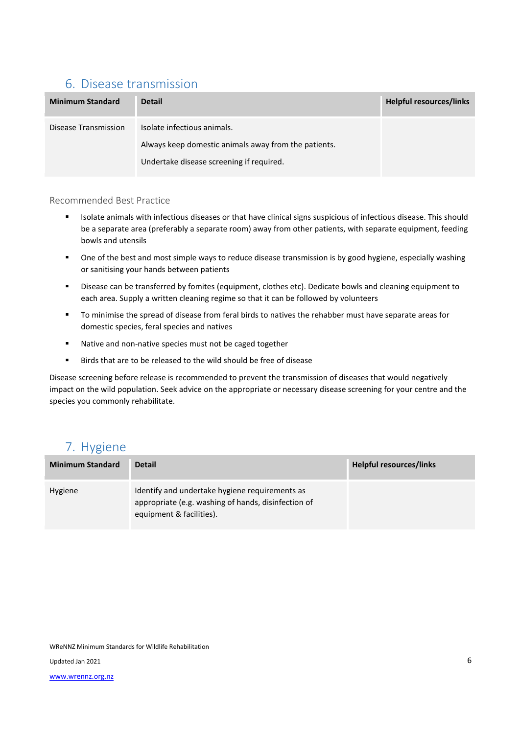## 6. Disease transmission

| Minimum Standard | Detail | Helpful resources/links |
|---|---|---|
| Disease Transmission | Isolate infectious animals.<br>Always keep domestic animals away from the patients.<br>Undertake disease screening if required. | |

### Recommended Best Practice

- Isolate animals with infectious diseases or that have clinical signs suspicious of infectious disease. This should be a separate area (preferably a separate room) away from other patients, with separate equipment, feeding bowls and utensils
- One of the best and most simple ways to reduce disease transmission is by good hygiene, especially washing or sanitising your hands between patients
- Disease can be transferred by fomites (equipment, clothes etc). Dedicate bowls and cleaning equipment to each area. Supply a written cleaning regime so that it can be followed by volunteers
- To minimise the spread of disease from feral birds to natives the rehabber must have separate areas for domestic species, feral species and natives
- Native and non-native species must not be caged together
- Birds that are to be released to the wild should be free of disease

Disease screening before release is recommended to prevent the transmission of diseases that would negatively impact on the wild population. Seek advice on the appropriate or necessary disease screening for your centre and the species you commonly rehabilitate.

## 7. Hygiene

| Minimum Standard | Detail | Helpful resources/links |
|---|---|---|
| Hygiene | Identify and undertake hygiene requirements as appropriate (e.g. washing of hands, disinfection of equipment & facilities). | |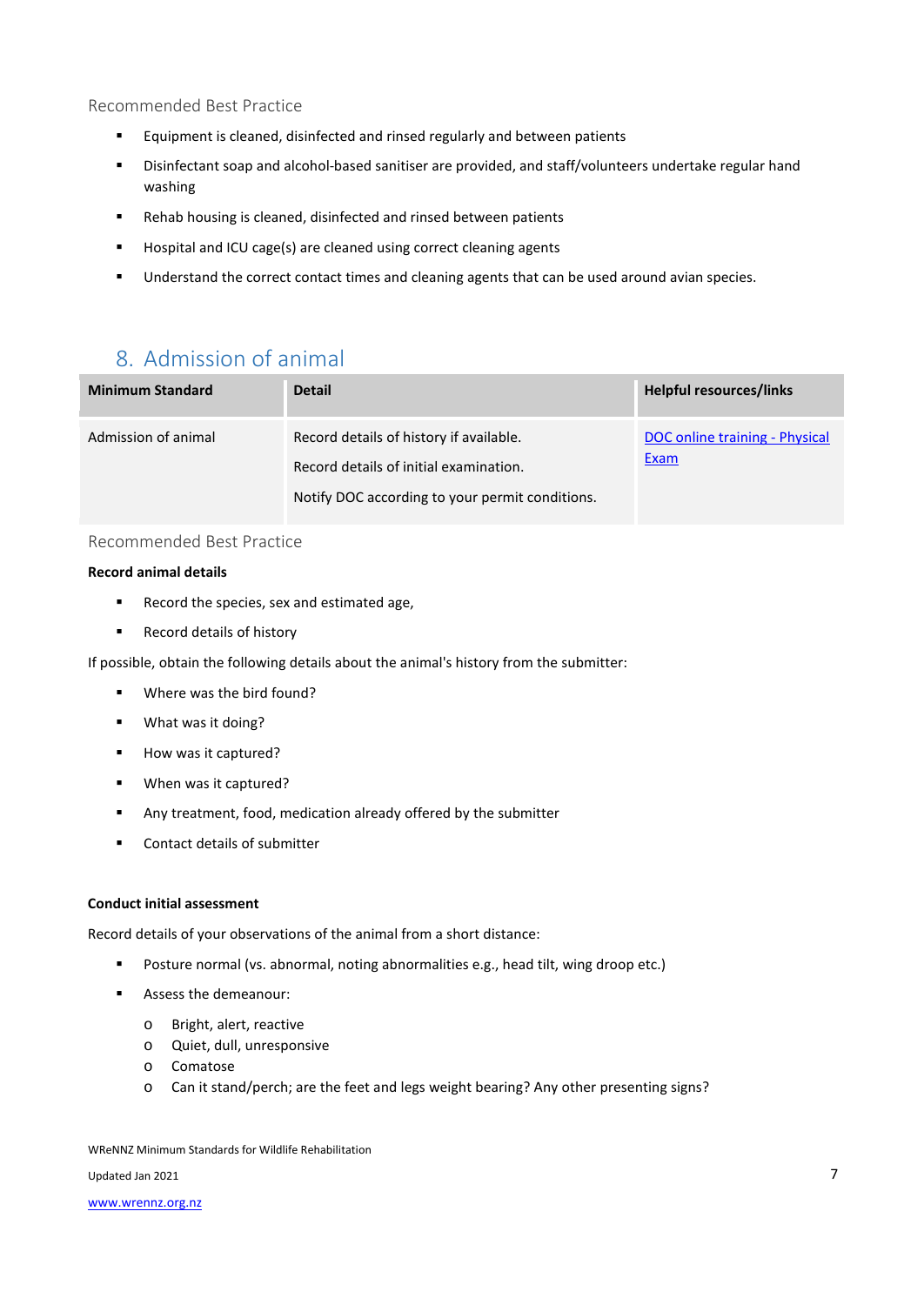### Recommended Best Practice

- Equipment is cleaned, disinfected and rinsed regularly and between patients
- Disinfectant soap and alcohol-based sanitiser are provided, and staff/volunteers undertake regular hand washing
- Rehab housing is cleaned, disinfected and rinsed between patients
- Hospital and ICU cage(s) are cleaned using correct cleaning agents
- Understand the correct contact times and cleaning agents that can be used around avian species.

## 8. Admission of animal

| Minimum Standard | Detail | Helpful resources/links |
|---|---|---|
| Admission of animal | Record details of history if available.<br>Record details of initial examination.<br>Notify DOC according to your permit conditions. | [DOC online training - Physical Exam]() |

### Recommended Best Practice

**Record animal details**

- Record the species, sex and estimated age,
- Record details of history

If possible, obtain the following details about the animal's history from the submitter:

- Where was the bird found?
- What was it doing?
- How was it captured?
- When was it captured?
- Any treatment, food, medication already offered by the submitter
- Contact details of submitter

**Conduct initial assessment**

Record details of your observations of the animal from a short distance:

- Posture normal (vs. abnormal, noting abnormalities e.g., head tilt, wing droop etc.)
- Assess the demeanour:
  - Bright, alert, reactive
  - Quiet, dull, unresponsive
  - Comatose
  - Can it stand/perch; are the feet and legs weight bearing? Any other presenting signs?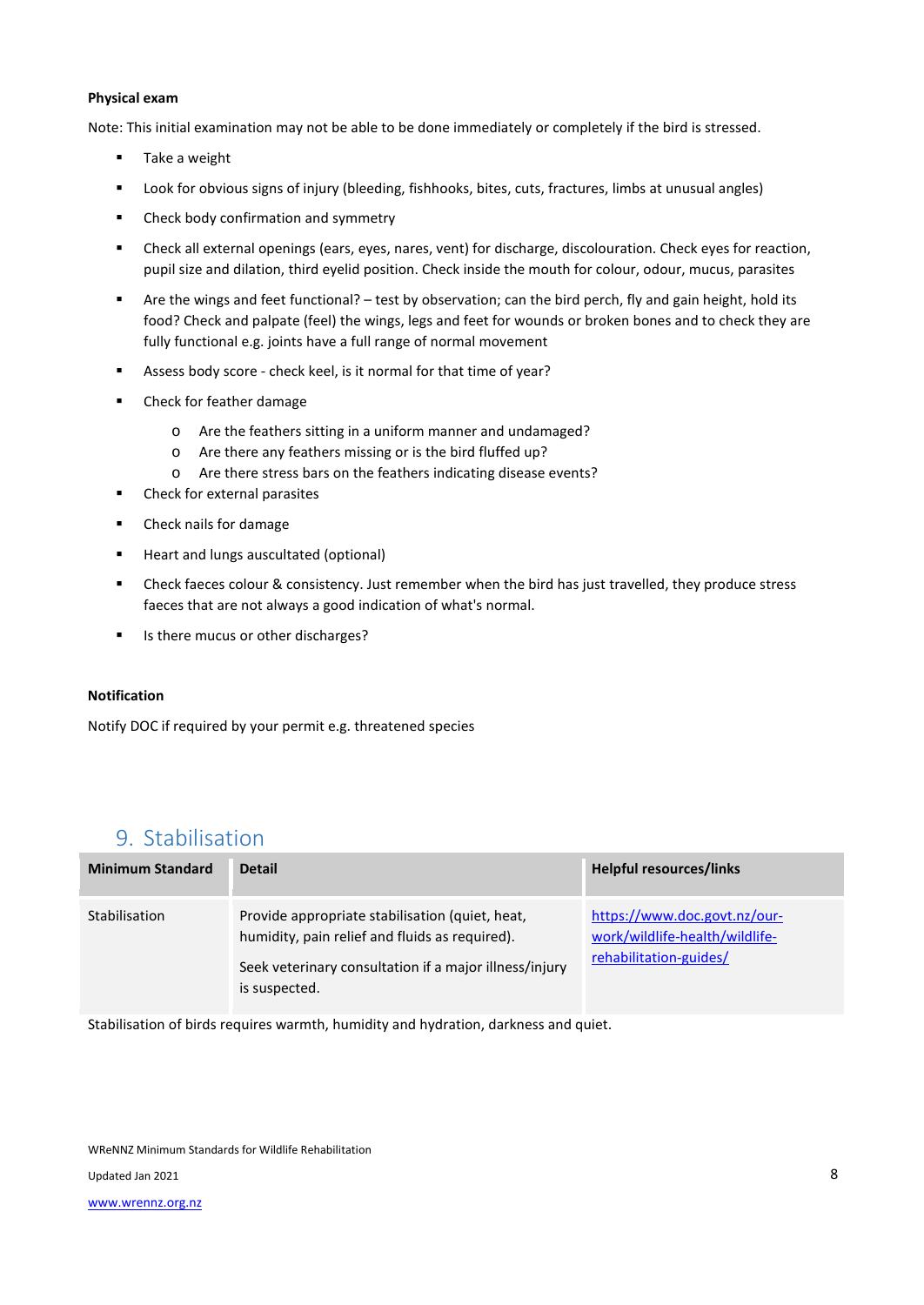**Physical exam**

Note: This initial examination may not be able to be done immediately or completely if the bird is stressed.

- Take a weight
- Look for obvious signs of injury (bleeding, fishhooks, bites, cuts, fractures, limbs at unusual angles)
- Check body confirmation and symmetry
- Check all external openings (ears, eyes, nares, vent) for discharge, discolouration. Check eyes for reaction, pupil size and dilation, third eyelid position. Check inside the mouth for colour, odour, mucus, parasites
- Are the wings and feet functional? – test by observation; can the bird perch, fly and gain height, hold its food? Check and palpate (feel) the wings, legs and feet for wounds or broken bones and to check they are fully functional e.g. joints have a full range of normal movement
- Assess body score - check keel, is it normal for that time of year?
- Check for feather damage
  - Are the feathers sitting in a uniform manner and undamaged?
  - Are there any feathers missing or is the bird fluffed up?
  - Are there stress bars on the feathers indicating disease events?
- Check for external parasites
- Check nails for damage
- Heart and lungs auscultated (optional)
- Check faeces colour & consistency. Just remember when the bird has just travelled, they produce stress faeces that are not always a good indication of what's normal.
- Is there mucus or other discharges?

**Notification**

Notify DOC if required by your permit e.g. threatened species

## 9. Stabilisation

| Minimum Standard | Detail | Helpful resources/links |
|---|---|---|
| Stabilisation | Provide appropriate stabilisation (quiet, heat, humidity, pain relief and fluids as required).<br><br>Seek veterinary consultation if a major illness/injury is suspected. | https://www.doc.govt.nz/our-work/wildlife-health/wildlife-rehabilitation-guides/ |

Stabilisation of birds requires warmth, humidity and hydration, darkness and quiet.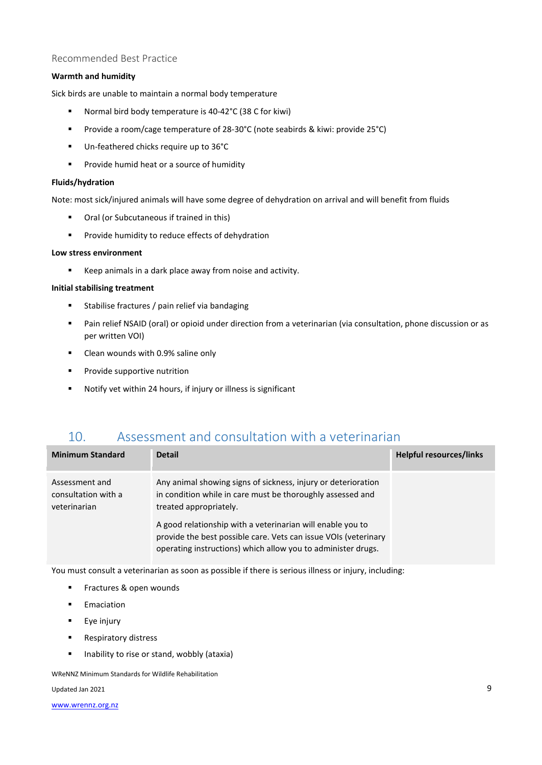### Recommended Best Practice

**Warmth and humidity**

Sick birds are unable to maintain a normal body temperature

- Normal bird body temperature is 40-42°C (38 C for kiwi)
- Provide a room/cage temperature of 28-30°C (note seabirds & kiwi: provide 25°C)
- Un-feathered chicks require up to 36°C
- Provide humid heat or a source of humidity

**Fluids/hydration**

Note: most sick/injured animals will have some degree of dehydration on arrival and will benefit from fluids

- Oral (or Subcutaneous if trained in this)
- Provide humidity to reduce effects of dehydration

**Low stress environment**

- Keep animals in a dark place away from noise and activity.

**Initial stabilising treatment**

- Stabilise fractures / pain relief via bandaging
- Pain relief NSAID (oral) or opioid under direction from a veterinarian (via consultation, phone discussion or as per written VOI)
- Clean wounds with 0.9% saline only
- Provide supportive nutrition
- Notify vet within 24 hours, if injury or illness is significant

## 10. Assessment and consultation with a veterinarian

| Minimum Standard | Detail | Helpful resources/links |
|---|---|---|
| Assessment and consultation with a veterinarian | Any animal showing signs of sickness, injury or deterioration in condition while in care must be thoroughly assessed and treated appropriately.<br><br>A good relationship with a veterinarian will enable you to provide the best possible care. Vets can issue VOIs (veterinary operating instructions) which allow you to administer drugs. | |

You must consult a veterinarian as soon as possible if there is serious illness or injury, including:

- Fractures & open wounds
- Emaciation
- Eye injury
- Respiratory distress
- Inability to rise or stand, wobbly (ataxia)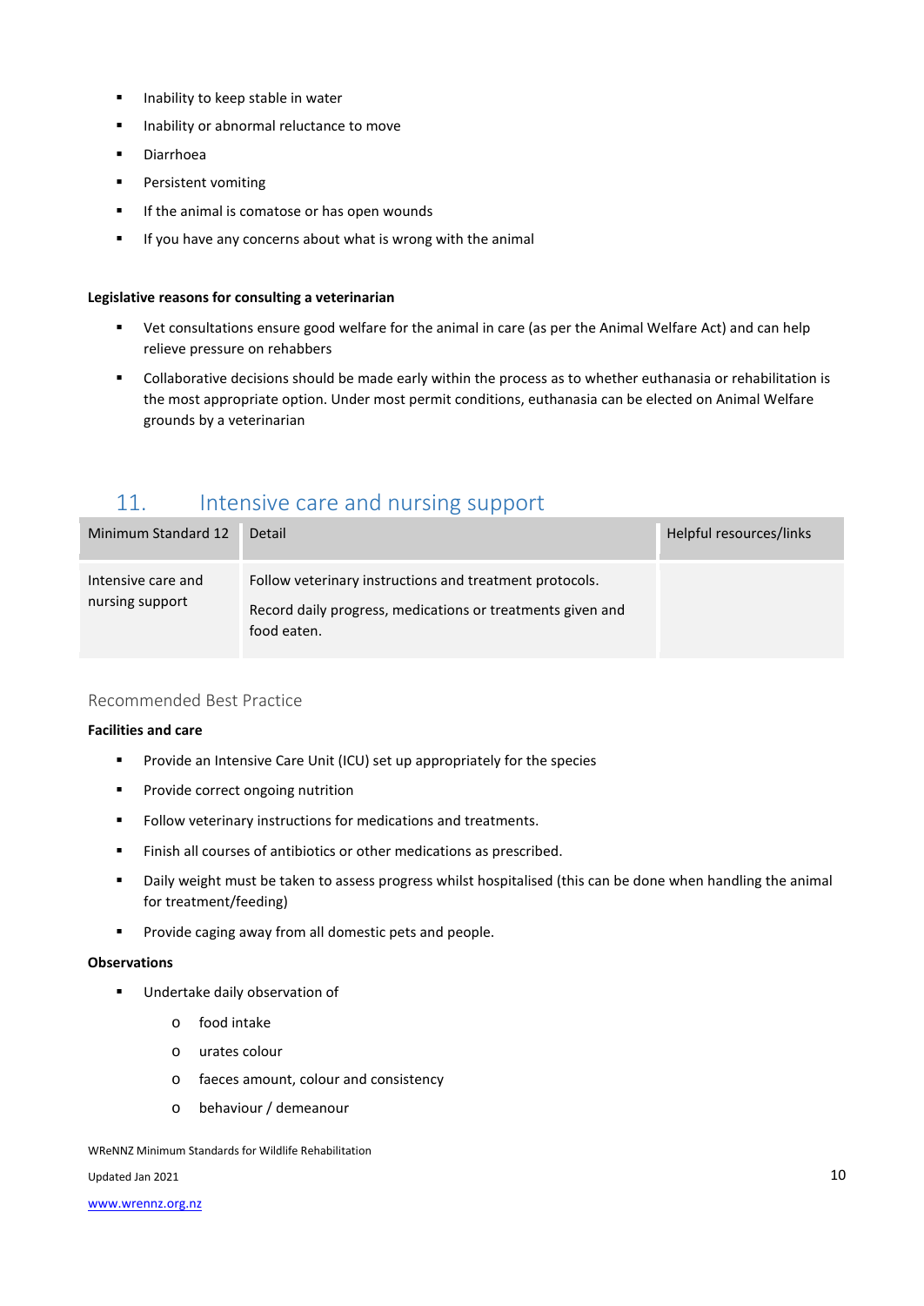- Inability to keep stable in water
- Inability or abnormal reluctance to move
- Diarrhoea
- Persistent vomiting
- If the animal is comatose or has open wounds
- If you have any concerns about what is wrong with the animal

**Legislative reasons for consulting a veterinarian**

- Vet consultations ensure good welfare for the animal in care (as per the Animal Welfare Act) and can help relieve pressure on rehabbers
- Collaborative decisions should be made early within the process as to whether euthanasia or rehabilitation is the most appropriate option. Under most permit conditions, euthanasia can be elected on Animal Welfare grounds by a veterinarian

## 11. Intensive care and nursing support

| Minimum Standard 12 | Detail | Helpful resources/links |
|---|---|---|
| Intensive care and nursing support | Follow veterinary instructions and treatment protocols.<br>Record daily progress, medications or treatments given and food eaten. | |

### Recommended Best Practice

**Facilities and care**

- Provide an Intensive Care Unit (ICU) set up appropriately for the species
- Provide correct ongoing nutrition
- Follow veterinary instructions for medications and treatments.
- Finish all courses of antibiotics or other medications as prescribed.
- Daily weight must be taken to assess progress whilst hospitalised (this can be done when handling the animal for treatment/feeding)
- Provide caging away from all domestic pets and people.

**Observations**

- Undertake daily observation of
  - food intake
  - urates colour
  - faeces amount, colour and consistency
  - behaviour / demeanour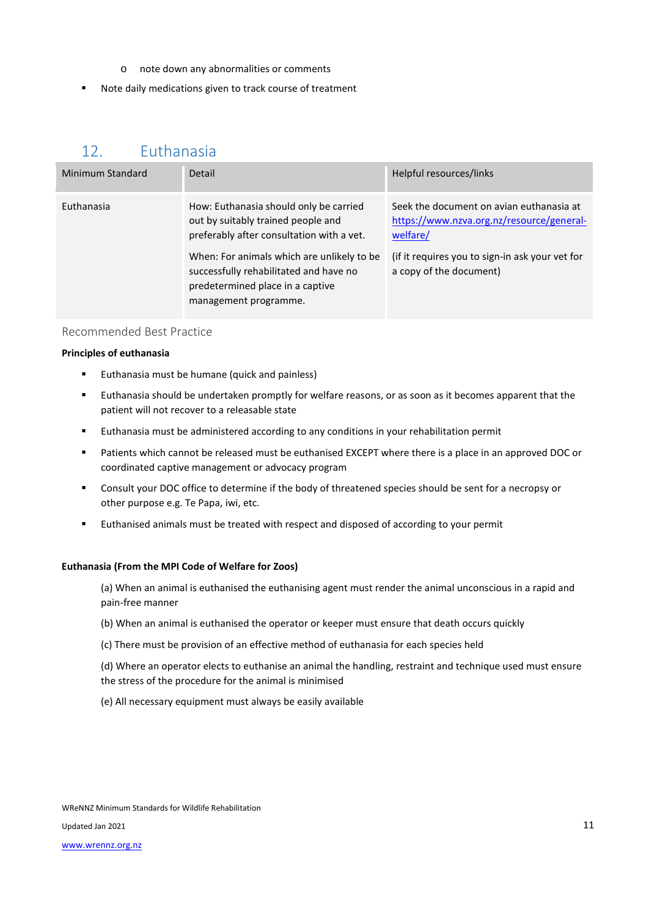- note down any abnormalities or comments
- Note daily medications given to track course of treatment

## 12. Euthanasia

| Minimum Standard | Detail | Helpful resources/links |
|---|---|---|
| Euthanasia | How: Euthanasia should only be carried out by suitably trained people and preferably after consultation with a vet. When: For animals which are unlikely to be successfully rehabilitated and have no predetermined place in a captive management programme. | Seek the document on avian euthanasia at [https://www.nzva.org.nz/resource/general-welfare/](https://www.nzva.org.nz/resource/general-welfare/) (if it requires you to sign-in ask your vet for a copy of the document) |

### Recommended Best Practice

**Principles of euthanasia**

- Euthanasia must be humane (quick and painless)
- Euthanasia should be undertaken promptly for welfare reasons, or as soon as it becomes apparent that the patient will not recover to a releasable state
- Euthanasia must be administered according to any conditions in your rehabilitation permit
- Patients which cannot be released must be euthanised EXCEPT where there is a place in an approved DOC or coordinated captive management or advocacy program
- Consult your DOC office to determine if the body of threatened species should be sent for a necropsy or other purpose e.g. Te Papa, iwi, etc.
- Euthanised animals must be treated with respect and disposed of according to your permit

**Euthanasia (From the MPI Code of Welfare for Zoos)**

(a) When an animal is euthanised the euthanising agent must render the animal unconscious in a rapid and pain-free manner

(b) When an animal is euthanised the operator or keeper must ensure that death occurs quickly

(c) There must be provision of an effective method of euthanasia for each species held

(d) Where an operator elects to euthanise an animal the handling, restraint and technique used must ensure the stress of the procedure for the animal is minimised

(e) All necessary equipment must always be easily available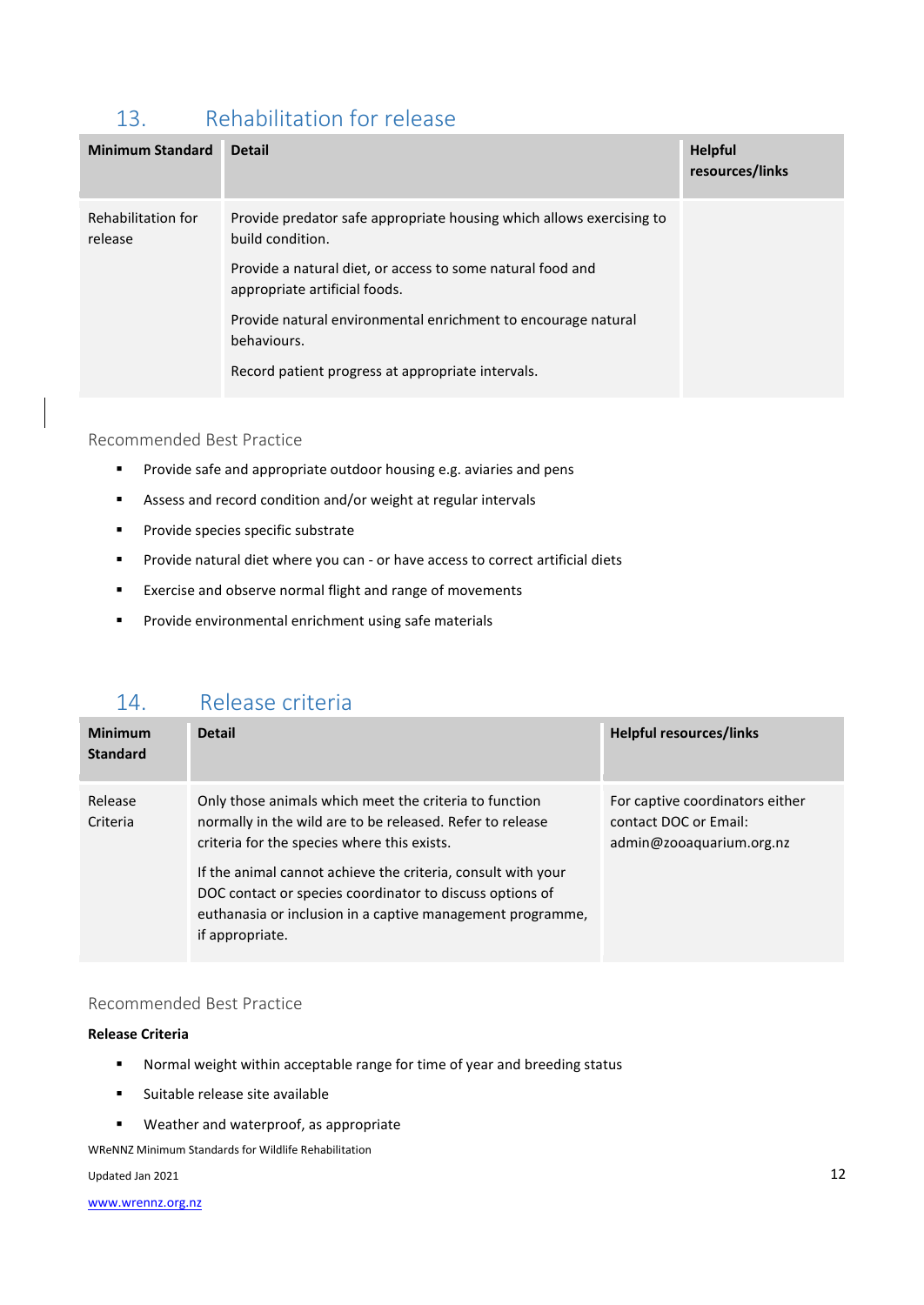## 13. Rehabilitation for release

| Minimum Standard | Detail | Helpful resources/links |
|---|---|---|
| Rehabilitation for release | Provide predator safe appropriate housing which allows exercising to build condition.<br><br>Provide a natural diet, or access to some natural food and appropriate artificial foods.<br><br>Provide natural environmental enrichment to encourage natural behaviours.<br><br>Record patient progress at appropriate intervals. | |

### Recommended Best Practice

- Provide safe and appropriate outdoor housing e.g. aviaries and pens
- Assess and record condition and/or weight at regular intervals
- Provide species specific substrate
- Provide natural diet where you can - or have access to correct artificial diets
- Exercise and observe normal flight and range of movements
- Provide environmental enrichment using safe materials

## 14. Release criteria

| Minimum Standard | Detail | Helpful resources/links |
|---|---|---|
| Release Criteria | Only those animals which meet the criteria to function normally in the wild are to be released. Refer to release criteria for the species where this exists.<br><br>If the animal cannot achieve the criteria, consult with your DOC contact or species coordinator to discuss options of euthanasia or inclusion in a captive management programme, if appropriate. | For captive coordinators either contact DOC or Email: admin@zooaquarium.org.nz |

### Recommended Best Practice

**Release Criteria**

- Normal weight within acceptable range for time of year and breeding status
- Suitable release site available
- Weather and waterproof, as appropriate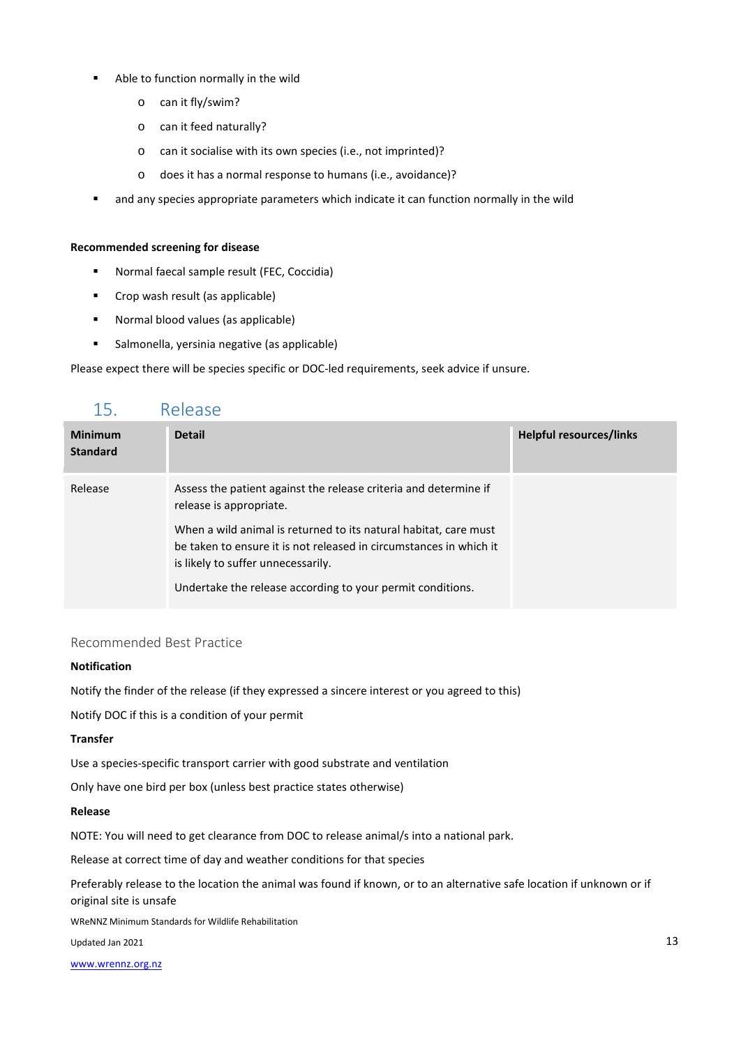- Able to function normally in the wild
    - can it fly/swim?
    - can it feed naturally?
    - can it socialise with its own species (i.e., not imprinted)?
    - does it has a normal response to humans (i.e., avoidance)?
- and any species appropriate parameters which indicate it can function normally in the wild

**Recommended screening for disease**

- Normal faecal sample result (FEC, Coccidia)
- Crop wash result (as applicable)
- Normal blood values (as applicable)
- Salmonella, yersinia negative (as applicable)

Please expect there will be species specific or DOC-led requirements, seek advice if unsure.

## 15. Release

| Minimum Standard | Detail | Helpful resources/links |
|---|---|---|
| Release | Assess the patient against the release criteria and determine if release is appropriate.<br><br>When a wild animal is returned to its natural habitat, care must be taken to ensure it is not released in circumstances in which it is likely to suffer unnecessarily.<br><br>Undertake the release according to your permit conditions. | |

### Recommended Best Practice

**Notification**

Notify the finder of the release (if they expressed a sincere interest or you agreed to this)

Notify DOC if this is a condition of your permit

**Transfer**

Use a species-specific transport carrier with good substrate and ventilation

Only have one bird per box (unless best practice states otherwise)

**Release**

NOTE: You will need to get clearance from DOC to release animal/s into a national park.

Release at correct time of day and weather conditions for that species

Preferably release to the location the animal was found if known, or to an alternative safe location if unknown or if original site is unsafe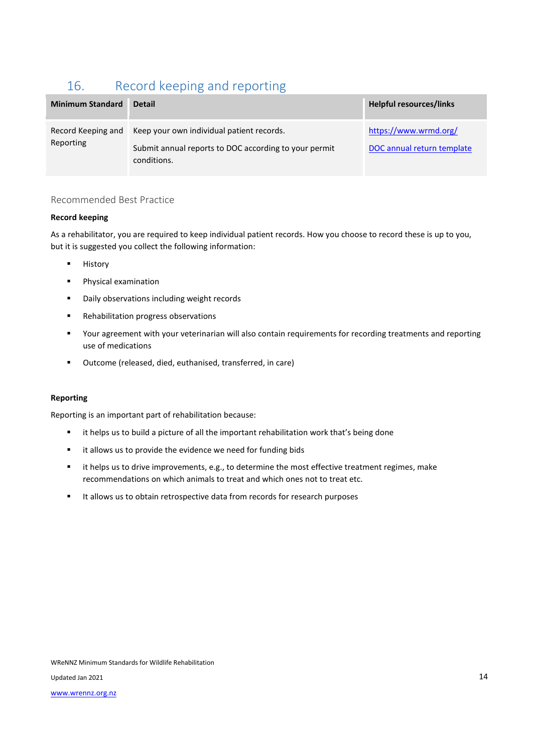## 16. Record keeping and reporting

| Minimum Standard | Detail | Helpful resources/links |
| --- | --- | --- |
| Record Keeping and Reporting | Keep your own individual patient records.<br><br>Submit annual reports to DOC according to your permit conditions. | https://www.wrmd.org/<br><br>DOC annual return template |

### Recommended Best Practice

**Record keeping**

As a rehabilitator, you are required to keep individual patient records. How you choose to record these is up to you, but it is suggested you collect the following information:

- History
- Physical examination
- Daily observations including weight records
- Rehabilitation progress observations
- Your agreement with your veterinarian will also contain requirements for recording treatments and reporting use of medications
- Outcome (released, died, euthanised, transferred, in care)

**Reporting**

Reporting is an important part of rehabilitation because:

- it helps us to build a picture of all the important rehabilitation work that's being done
- it allows us to provide the evidence we need for funding bids
- it helps us to drive improvements, e.g., to determine the most effective treatment regimes, make recommendations on which animals to treat and which ones not to treat etc.
- It allows us to obtain retrospective data from records for research purposes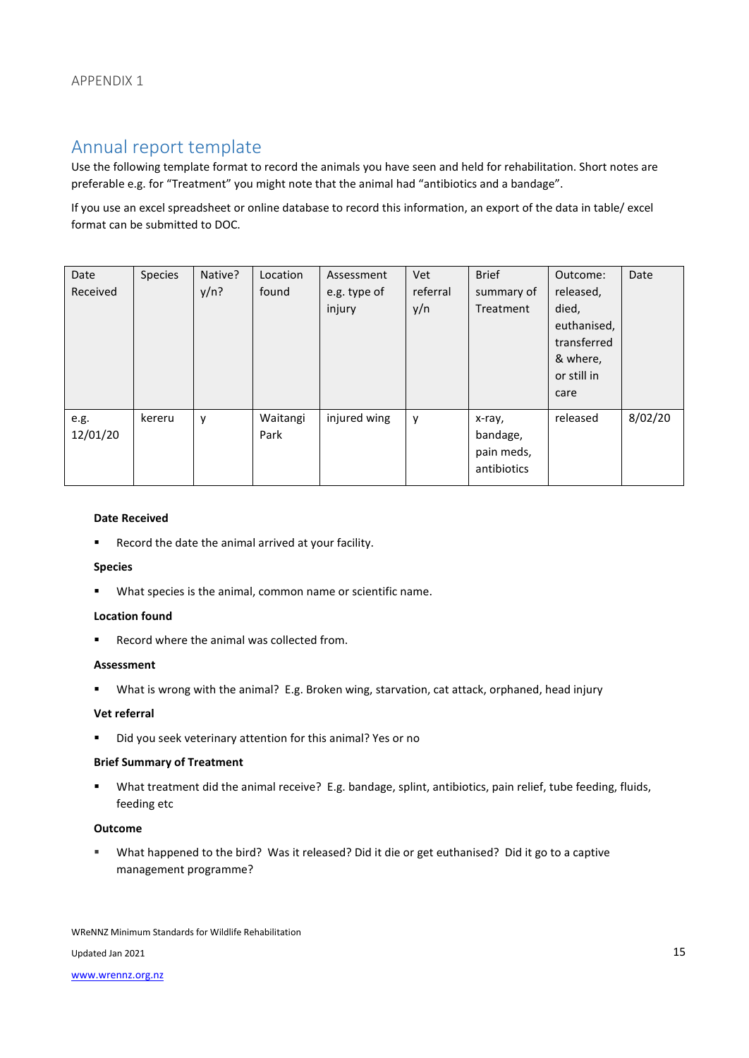APPENDIX 1

## Annual report template

Use the following template format to record the animals you have seen and held for rehabilitation. Short notes are preferable e.g. for "Treatment" you might note that the animal had "antibiotics and a bandage".

If you use an excel spreadsheet or online database to record this information, an export of the data in table/ excel format can be submitted to DOC.

| Date Received | Species | Native? y/n? | Location found | Assessment e.g. type of injury | Vet referral y/n | Brief summary of Treatment | Outcome: released, died, euthanised, transferred & where, or still in care | Date |
|---|---|---|---|---|---|---|---|---|
| e.g. 12/01/20 | kereru | y | Waitangi Park | injured wing | y | x-ray, bandage, pain meds, antibiotics | released | 8/02/20 |

**Date Received**

- Record the date the animal arrived at your facility.

**Species**

- What species is the animal, common name or scientific name.

**Location found**

- Record where the animal was collected from.

**Assessment**

- What is wrong with the animal? E.g. Broken wing, starvation, cat attack, orphaned, head injury

**Vet referral**

- Did you seek veterinary attention for this animal? Yes or no

**Brief Summary of Treatment**

- What treatment did the animal receive? E.g. bandage, splint, antibiotics, pain relief, tube feeding, fluids, feeding etc

**Outcome**

- What happened to the bird? Was it released? Did it die or get euthanised? Did it go to a captive management programme?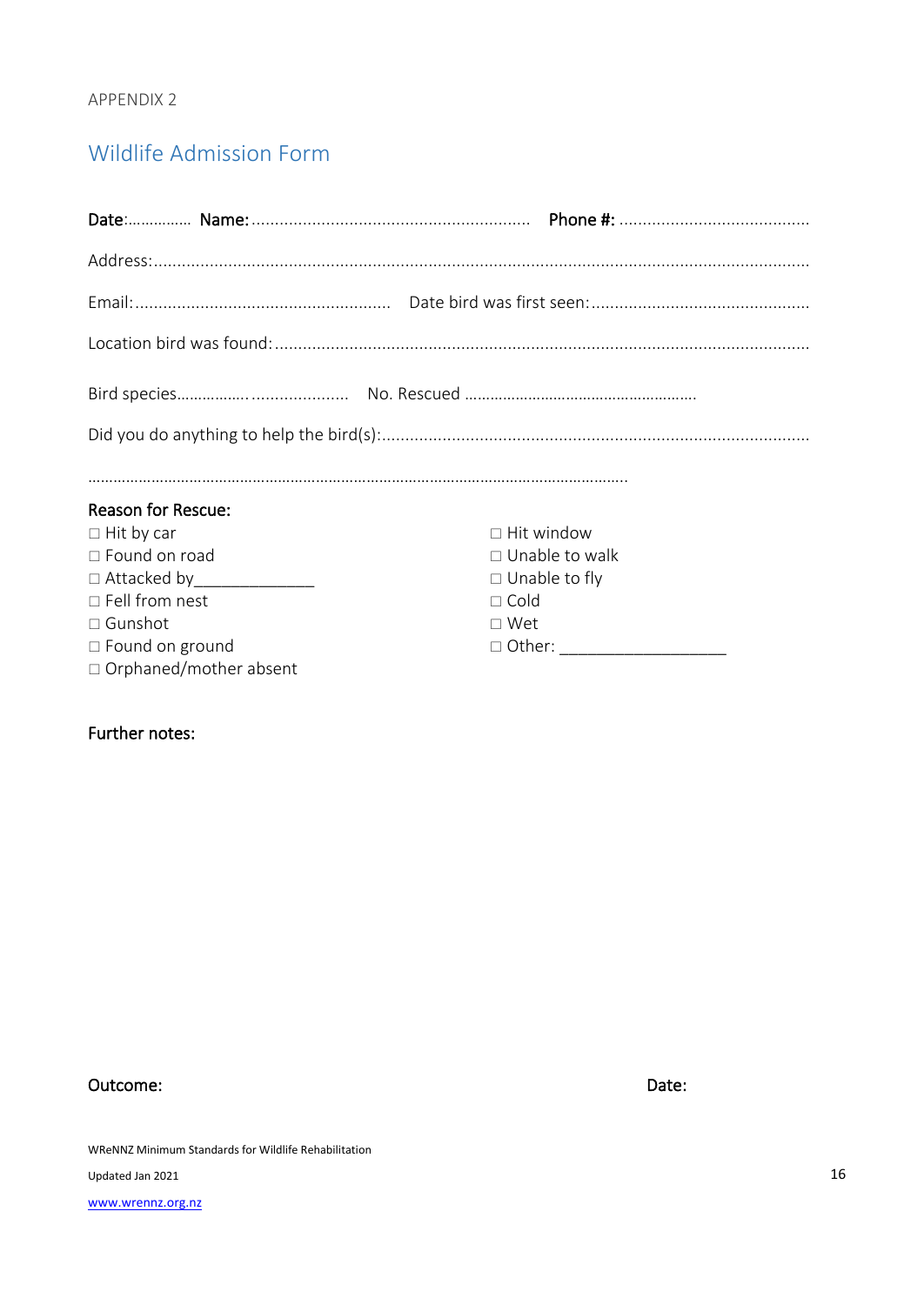APPENDIX 2

## Wildlife Admission Form

**Date**:…………… **Name:** …………………………………………………… **Phone #:** ……………………………………

Address:………………………………………………………………………………………………………………………

Email:……………………………………………… Date bird was first seen:………………………………………

Location bird was found:…………………………………………………………………………………………………

Bird species……………..………………… No. Rescued ……………………………………………….

Did you do anything to help the bird(s):………………………………………………………………………………

…………………………………………………………………………………………………………………….

**Reason for Rescue:**

- ☐ Hit by car
- ☐ Found on road
- ☐ Attacked by_____________
- ☐ Fell from nest
- ☐ Gunshot
- ☐ Found on ground
- ☐ Orphaned/mother absent
- ☐ Hit window
- ☐ Unable to walk
- ☐ Unable to fly
- ☐ Cold
- ☐ Wet
- ☐ Other: __________________

**Further notes:**

**Outcome:** **Date:**

WReNNZ Minimum Standards for Wildlife Rehabilitation

Updated Jan 2021

www.wrennz.org.nz